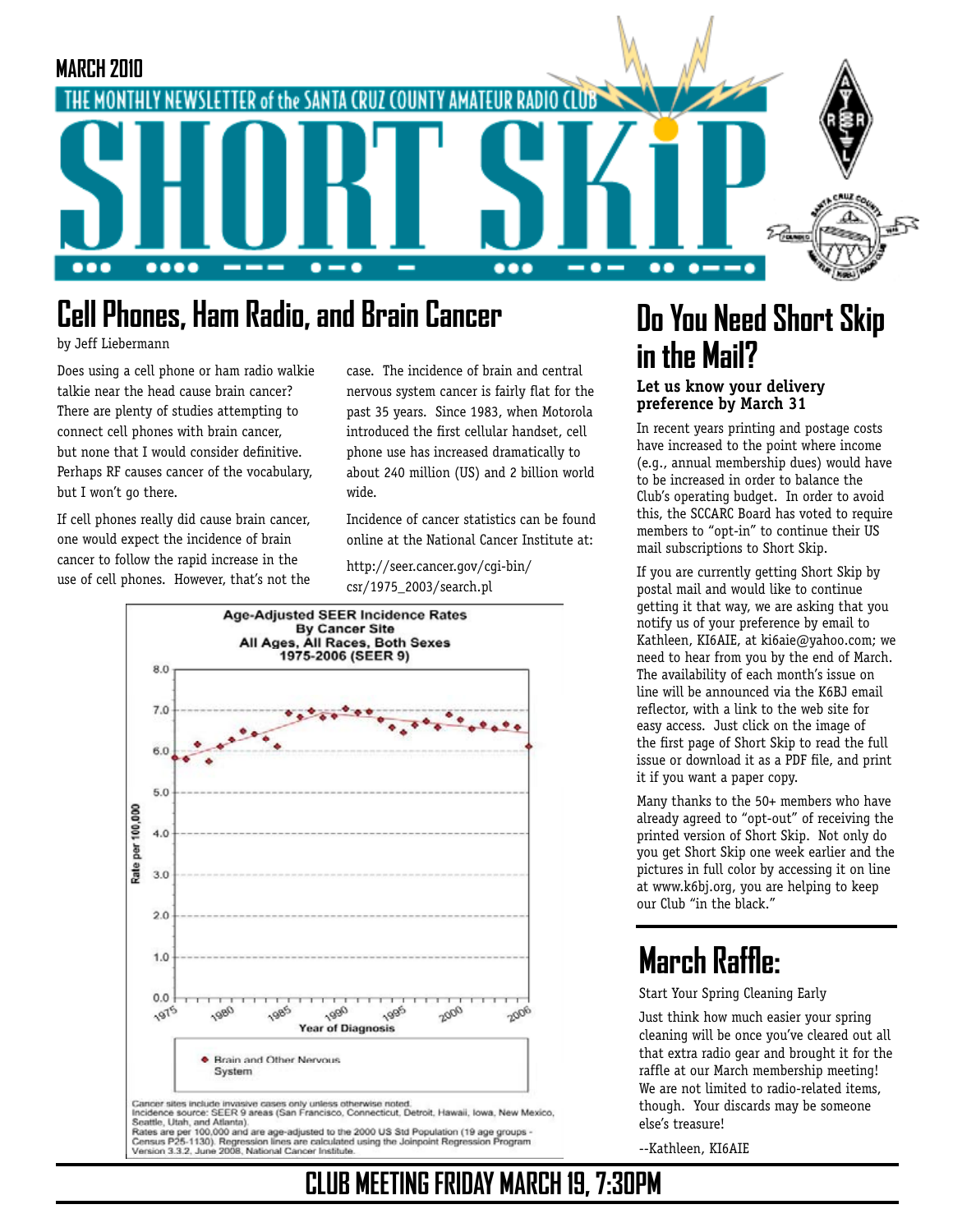MARCH 2010

THE MONTHLY NEWSLETTER of the SANTA CRUZ COUNTY AMATEUR RADIO CLUB

# SHORT SKiP

## Cell Phones, Ham Radio, and Brain Cancer

by Jeff Liebermann

Does using a cell phone or ham radio walkie talkie near the head cause brain cancer? There are plenty of studies attempting to connect cell phones with brain cancer, but none that I would consider definitive. Perhaps RF causes cancer of the vocabulary, but I won't go there.

If cell phones really did cause brain cancer, one would expect the incidence of brain cancer to follow the rapid increase in the use of cell phones. However, that's not the case. The incidence of brain and central nervous system cancer is fairly flat for the past 35 years. Since 1983, when Motorola introduced the first cellular handset, cell phone use has increased dramatically to about 240 million (US) and 2 billion world wide.

Incidence of cancer statistics can be found online at the National Cancer Institute at:

http://seer.cancer.gov/cgi-bin/csr/1975_2003/search.pl

Age-Adjusted SEER Incidence Rates
By Cancer Site
All Ages, All Races, Both Sexes
1975-2006 (SEER 9)

Rate per 100,000 (0.0–8.0); Year of Diagnosis (1975–2006)

◆ Brain and Other Nervous System

Cancer sites include invasive cases only unless otherwise noted.
Incidence source: SEER 9 areas (San Francisco, Connecticut, Detroit, Hawaii, Iowa, New Mexico, Seattle, Utah, and Atlanta).
Rates are per 100,000 and are age-adjusted to the 2000 US Std Population (19 age groups - Census P25-1130). Regression lines are calculated using the Joinpoint Regression Program Version 3.3.2, June 2008, National Cancer Institute.

## Do You Need Short Skip in the Mail?

### Let us know your delivery preference by March 31

In recent years printing and postage costs have increased to the point where income (e.g., annual membership dues) would have to be increased in order to balance the Club's operating budget. In order to avoid this, the SCCARC Board has voted to require members to "opt-in" to continue their US mail subscriptions to Short Skip.

If you are currently getting Short Skip by postal mail and would like to continue getting it that way, we are asking that you notify us of your preference by email to Kathleen, KI6AIE, at ki6aie@yahoo.com; we need to hear from you by the end of March. The availability of each month's issue on line will be announced via the K6BJ email reflector, with a link to the web site for easy access. Just click on the image of the first page of Short Skip to read the full issue or download it as a PDF file, and print it if you want a paper copy.

Many thanks to the 50+ members who have already agreed to "opt-out" of receiving the printed version of Short Skip. Not only do you get Short Skip one week earlier and the pictures in full color by accessing it on line at www.k6bj.org, you are helping to keep our Club "in the black."

## March Raffle:

Start Your Spring Cleaning Early

Just think how much easier your spring cleaning will be once you've cleared out all that extra radio gear and brought it for the raffle at our March membership meeting! We are not limited to radio-related items, though. Your discards may be someone else's treasure!

--Kathleen, KI6AIE

**CLUB MEETING FRIDAY MARCH 19, 7:30PM**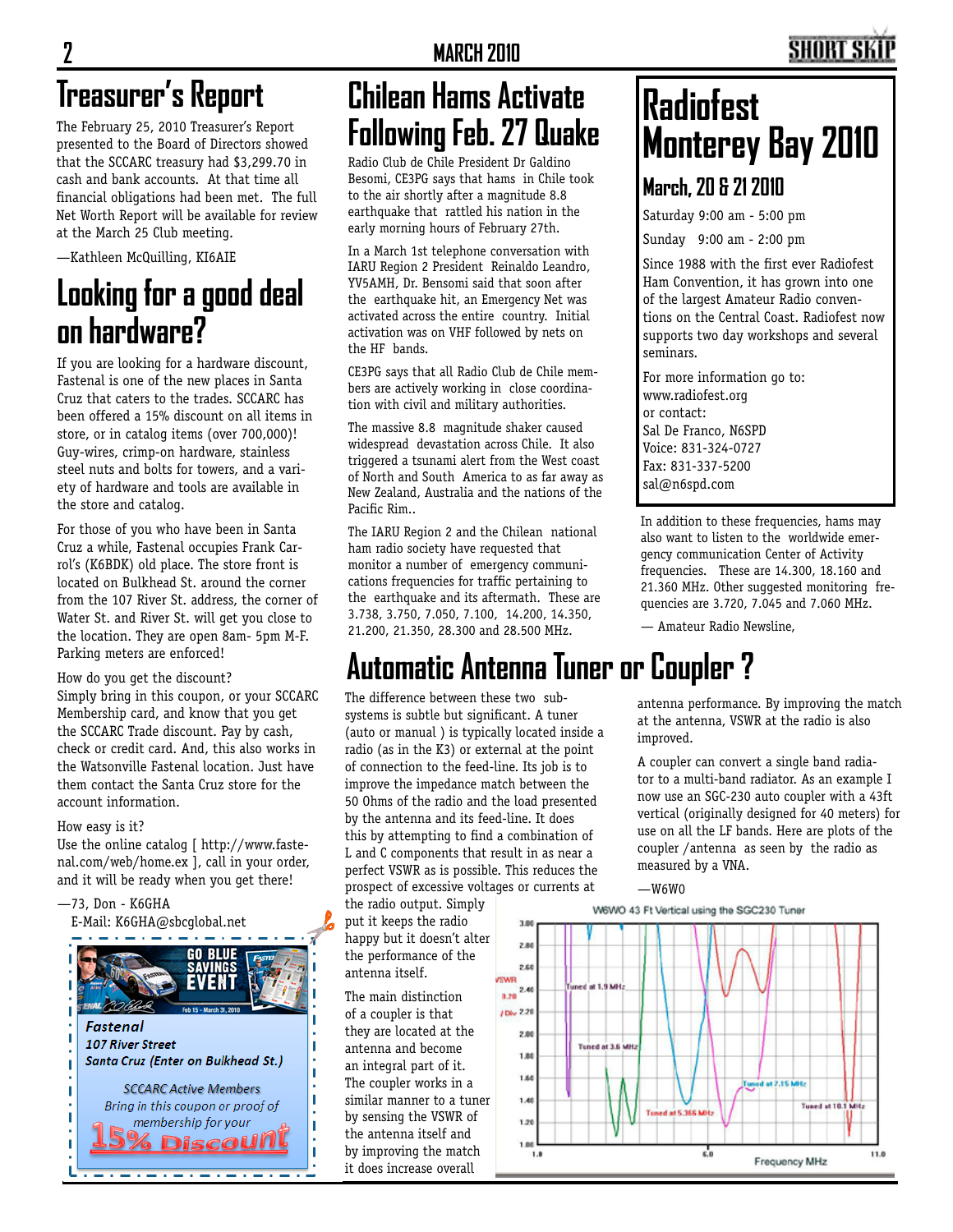# Treasurer's Report

The February 25, 2010 Treasurer's Report presented to the Board of Directors showed that the SCCARC treasury had $3,299.70 in cash and bank accounts. At that time all financial obligations had been met. The full Net Worth Report will be available for review at the March 25 Club meeting.

—Kathleen McQuilling, KI6AIE

# Looking for a good deal on hardware?

If you are looking for a hardware discount, Fastenal is one of the new places in Santa Cruz that caters to the trades. SCCARC has been offered a 15% discount on all items in store, or in catalog items (over 700,000)! Guy-wires, crimp-on hardware, stainless steel nuts and bolts for towers, and a variety of hardware and tools are available in the store and catalog.

For those of you who have been in Santa Cruz a while, Fastenal occupies Frank Carrol's (K6BDK) old place. The store front is located on Bulkhead St. around the corner from the 107 River St. address, the corner of Water St. and River St. will get you close to the location. They are open 8am- 5pm M-F. Parking meters are enforced!

How do you get the discount?
Simply bring in this coupon, or your SCCARC Membership card, and know that you get the SCCARC Trade discount. Pay by cash, check or credit card. And, this also works in the Watsonville Fastenal location. Just have them contact the Santa Cruz store for the account information.

How easy is it?
Use the online catalog [ http://www.fastenal.com/web/home.ex ], call in your order, and it will be ready when you get there!

—73, Don - K6GHA
E-Mail: K6GHA@sbcglobal.net

GO BLUE SAVINGS EVENT
Feb 15 - March 31, 2010

*Fastenal*
*107 River Street*
*Santa Cruz (Enter on Bulkhead St.)*

*SCCARC Active Members*
*Bring in this coupon or proof of membership for your*
**15% Discount**

# Chilean Hams Activate Following Feb. 27 Quake

Radio Club de Chile President Dr Galdino Besomi, CE3PG says that hams in Chile took to the air shortly after a magnitude 8.8 earthquake that rattled his nation in the early morning hours of February 27th.

In a March 1st telephone conversation with IARU Region 2 President Reinaldo Leandro, YV5AMH, Dr. Bensomi said that soon after the earthquake hit, an Emergency Net was activated across the entire country. Initial activation was on VHF followed by nets on the HF bands.

CE3PG says that all Radio Club de Chile members are actively working in close coordination with civil and military authorities.

The massive 8.8 magnitude shaker caused widespread devastation across Chile. It also triggered a tsunami alert from the West coast of North and South America to as far away as New Zealand, Australia and the nations of the Pacific Rim..

The IARU Region 2 and the Chilean national ham radio society have requested that monitor a number of emergency communications frequencies for traffic pertaining to the earthquake and its aftermath. These are 3.738, 3.750, 7.050, 7.100, 14.200, 14.350, 21.200, 21.350, 28.300 and 28.500 MHz.

In addition to these frequencies, hams may also want to listen to the worldwide emergency communication Center of Activity frequencies. These are 14.300, 18.160 and 21.360 MHz. Other suggested monitoring frequencies are 3.720, 7.045 and 7.060 MHz.

— Amateur Radio Newsline,

# Radiofest Monterey Bay 2010

## March, 20 & 21 2010

Saturday 9:00 am - 5:00 pm

Sunday 9:00 am - 2:00 pm

Since 1988 with the first ever Radiofest Ham Convention, it has grown into one of the largest Amateur Radio conventions on the Central Coast. Radiofest now supports two day workshops and several seminars.

For more information go to:
www.radiofest.org
or contact:
Sal De Franco, N6SPD
Voice: 831-324-0727
Fax: 831-337-5200
sal@n6spd.com

# Automatic Antenna Tuner or Coupler ?

The difference between these two subsystems is subtle but significant. A tuner (auto or manual ) is typically located inside a radio (as in the K3) or external at the point of connection to the feed-line. Its job is to improve the impedance match between the 50 Ohms of the radio and the load presented by the antenna and its feed-line. It does this by attempting to find a combination of L and C components that result in as near a perfect VSWR as is possible. This reduces the prospect of excessive voltages or currents at the radio output. Simply put it keeps the radio happy but it doesn't alter the performance of the antenna itself.

The main distinction of a coupler is that they are located at the antenna and become an integral part of it. The coupler works in a similar manner to a tuner by sensing the VSWR of the antenna itself and by improving the match it does increase overall antenna performance. By improving the match at the antenna, VSWR at the radio is also improved.

A coupler can convert a single band radiator to a multi-band radiator. As an example I now use an SGC-230 auto coupler with a 43ft vertical (originally designed for 40 meters) for use on all the LF bands. Here are plots of the coupler /antenna as seen by the radio as measured by a VNA.

—W6WO

W6WO 43 Ft Vertical using the SGC230 Tuner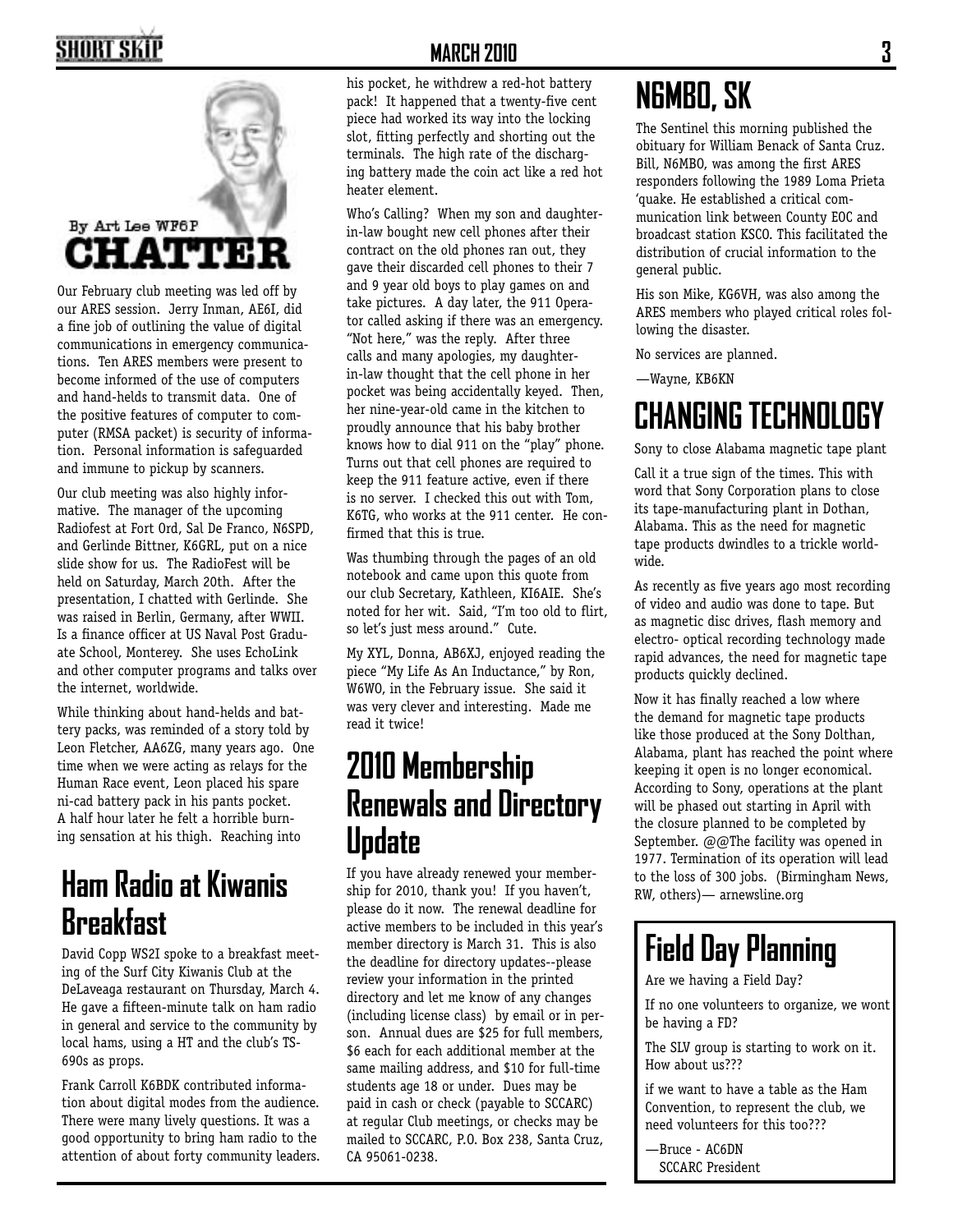By Art Lee WF6P

# CHATTER

Our February club meeting was led off by our ARES session. Jerry Inman, AE6I, did a fine job of outlining the value of digital communications in emergency communications. Ten ARES members were present to become informed of the use of computers and hand-helds to transmit data. One of the positive features of computer to computer (RMSA packet) is security of information. Personal information is safeguarded and immune to pickup by scanners.

Our club meeting was also highly informative. The manager of the upcoming Radiofest at Fort Ord, Sal De Franco, N6SPD, and Gerlinde Bittner, K6GRL, put on a nice slide show for us. The RadioFest will be held on Saturday, March 20th. After the presentation, I chatted with Gerlinde. She was raised in Berlin, Germany, after WWII. Is a finance officer at US Naval Post Graduate School, Monterey. She uses EchoLink and other computer programs and talks over the internet, worldwide.

While thinking about hand-helds and battery packs, was reminded of a story told by Leon Fletcher, AA6ZG, many years ago. One time when we were acting as relays for the Human Race event, Leon placed his spare ni-cad battery pack in his pants pocket. A half hour later he felt a horrible burning sensation at his thigh. Reaching into his pocket, he withdrew a red-hot battery pack! It happened that a twenty-five cent piece had worked its way into the locking slot, fitting perfectly and shorting out the terminals. The high rate of the discharging battery made the coin act like a red hot heater element.

Who's Calling? When my son and daughter-in-law bought new cell phones after their contract on the old phones ran out, they gave their discarded cell phones to their 7 and 9 year old boys to play games on and take pictures. A day later, the 911 Operator called asking if there was an emergency. "Not here," was the reply. After three calls and many apologies, my daughter-in-law thought that the cell phone in her pocket was being accidentally keyed. Then, her nine-year-old came in the kitchen to proudly announce that his baby brother knows how to dial 911 on the "play" phone. Turns out that cell phones are required to keep the 911 feature active, even if there is no server. I checked this out with Tom, K6TG, who works at the 911 center. He confirmed that this is true.

Was thumbing through the pages of an old notebook and came upon this quote from our club Secretary, Kathleen, KI6AIE. She's noted for her wit. Said, "I'm too old to flirt, so let's just mess around." Cute.

My XYL, Donna, AB6XJ, enjoyed reading the piece "My Life As An Inductance," by Ron, W6WO, in the February issue. She said it was very clever and interesting. Made me read it twice!

# Ham Radio at Kiwanis Breakfast

David Copp WS2I spoke to a breakfast meeting of the Surf City Kiwanis Club at the DeLaveaga restaurant on Thursday, March 4. He gave a fifteen-minute talk on ham radio in general and service to the community by local hams, using a HT and the club's TS-690s as props.

Frank Carroll K6BDK contributed information about digital modes from the audience. There were many lively questions. It was a good opportunity to bring ham radio to the attention of about forty community leaders.

# 2010 Membership Renewals and Directory Update

If you have already renewed your membership for 2010, thank you! If you haven't, please do it now. The renewal deadline for active members to be included in this year's member directory is March 31. This is also the deadline for directory updates--please review your information in the printed directory and let me know of any changes (including license class) by email or in person. Annual dues are $25 for full members, $6 each for each additional member at the same mailing address, and $10 for full-time students age 18 or under. Dues may be paid in cash or check (payable to SCCARC) at regular Club meetings, or checks may be mailed to SCCARC, P.O. Box 238, Santa Cruz, CA 95061-0238.

# N6MBO, SK

The Sentinel this morning published the obituary for William Benack of Santa Cruz. Bill, N6MBO, was among the first ARES responders following the 1989 Loma Prieta 'quake. He established a critical communication link between County EOC and broadcast station KSCO. This facilitated the distribution of crucial information to the general public.

His son Mike, KG6VH, was also among the ARES members who played critical roles following the disaster.

No services are planned.

—Wayne, KB6KN

# CHANGING TECHNOLOGY

Sony to close Alabama magnetic tape plant

Call it a true sign of the times. This with word that Sony Corporation plans to close its tape-manufacturing plant in Dothan, Alabama. This as the need for magnetic tape products dwindles to a trickle worldwide.

As recently as five years ago most recording of video and audio was done to tape. But as magnetic disc drives, flash memory and electro- optical recording technology made rapid advances, the need for magnetic tape products quickly declined.

Now it has finally reached a low where the demand for magnetic tape products like those produced at the Sony Dolthan, Alabama, plant has reached the point where keeping it open is no longer economical. According to Sony, operations at the plant will be phased out starting in April with the closure planned to be completed by September. @@The facility was opened in 1977. Termination of its operation will lead to the loss of 300 jobs. (Birmingham News, RW, others)— arnewsline.org

# Field Day Planning

Are we having a Field Day?

If no one volunteers to organize, we wont be having a FD?

The SLV group is starting to work on it. How about us???

if we want to have a table as the Ham Convention, to represent the club, we need volunteers for this too???

—Bruce - AC6DN
SCCARC President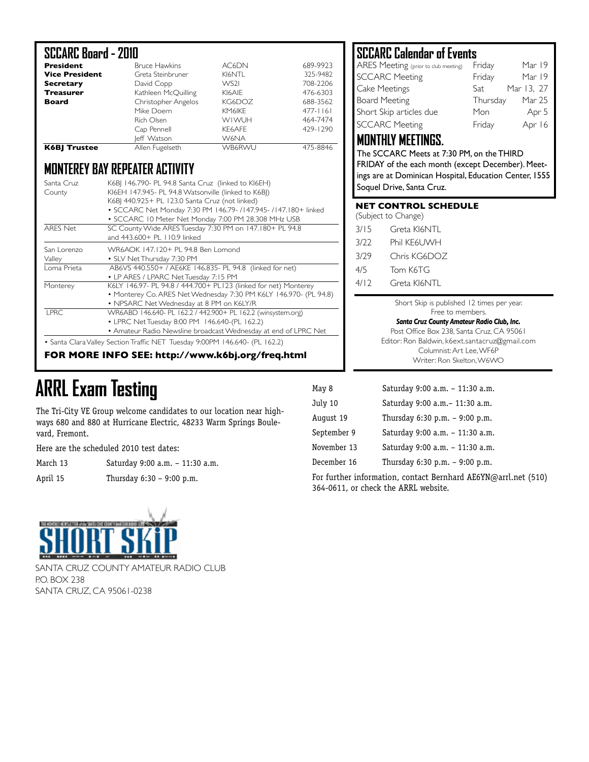## SCCARC Board - 2010

| | | | |
|---|---|---|---|
| **President** | Bruce Hawkins | AC6DN | 689-9923 |
| **Vice President** | Greta Steinbruner | KI6NTL | 325-9482 |
| **Secretary** | David Copp | WS2I | 708-2206 |
| **Treasurer** | Kathleen McQuilling | KI6AIE | 476-6303 |
| **Board** | Christopher Angelos | KG6DOZ | 688-3562 |
| | Mike Doern | KM6IKE | 477-1161 |
| | Rich Olsen | W1WUH | 464-7474 |
| | Cap Pennell | KE6AFE | 429-1290 |
| | Jeff Watson | W6NA | |
| **K6BJ Trustee** | Allen Fugelseth | WB6RWU | 475-8846 |

## MONTEREY BAY REPEATER ACTIVITY

| | |
|---|---|
| Santa Cruz County | K6BJ 146.790- PL 94.8 Santa Cruz (linked to KI6EH)<br>KI6EH 147.945- PL 94.8 Watsonville (linked to K6BJ)<br>K6BJ 440.925+ PL 123.0 Santa Cruz (not linked)<br>• SCCARC Net Monday 7:30 PM 146.79- /147.945- /147.180+ linked<br>• SCCARC 10 Meter Net Monday 7:00 PM 28.308 MHz USB |
| ARES Net | SC County Wide ARES Tuesday 7:30 PM on 147.180+ PL 94.8 and 443.600+ PL 110.9 linked |
| San Lorenzo Valley | WR6AOK 147.120+ PL 94.8 Ben Lomond<br>• SLV Net Thursday 7:30 PM |
| Loma Prieta | AB6VS 440.550+ / AE6KE 146.835- PL 94.8 (linked for net)<br>• LP ARES / LPARC Net Tuesday 7:15 PM |
| Monterey | K6LY 146.97- PL 94.8 / 444.700+ PL123 (linked for net) Monterey<br>• Monterey Co. ARES Net Wednesday 7:30 PM K6LY 146.970- (PL 94.8)<br>• NPSARC Net Wednesday at 8 PM on K6LY/R |
| LPRC | WR6ABD 146.640- PL 162.2 / 442.900+ PL 162.2 (winsystem.org)<br>• LPRC Net Tuesday 8:00 PM 146.640-(PL 162.2)<br>• Amateur Radio Newsline broadcast Wednesday at end of LPRC Net |

• Santa Clara Valley Section Traffic NET Tuesday 9:00PM 146.640- (PL 162.2)

**FOR MORE INFO SEE: http://www.k6bj.org/freq.html**

## SCCARC Calendar of Events

| | | |
|---|---|---|
| ARES Meeting (prior to club meeting) | Friday | Mar 19 |
| SCCARC Meeting | Friday | Mar 19 |
| Cake Meetings | Sat | Mar 13, 27 |
| Board Meeting | Thursday | Mar 25 |
| Short Skip articles due | Mon | Apr 5 |
| SCCARC Meeting | Friday | Apr 16 |

## MONTHLY MEETINGS.

The SCCARC Meets at 7:30 PM, on the THIRD FRIDAY of the each month (except December). Meetings are at Dominican Hospital, Education Center, 1555 Soquel Drive, Santa Cruz.

### NET CONTROL SCHEDULE

(Subject to Change)

| | |
|---|---|
| 3/15 | Greta KI6NTL |
| 3/22 | Phil KE6UWH |
| 3/29 | Chris KG6DOZ |
| 4/5 | Tom K6TG |
| 4/12 | Greta KI6NTL |

Short Skip is published 12 times per year.
Free to members.
***Santa Cruz County Amateur Radio Club, Inc.***
Post Office Box 238, Santa Cruz, CA 95061
Editor: Ron Baldwin, k6ext.santacruz@gmail.com
Columnist: Art Lee, WF6P
Writer: Ron Skelton, W6WO

# ARRL Exam Testing

The Tri-City VE Group welcome candidates to our location near highways 680 and 880 at Hurricane Electric, 48233 Warm Springs Boulevard, Fremont.

Here are the scheduled 2010 test dates:

| | |
|---|---|
| March 13 | Saturday 9:00 a.m. – 11:30 a.m. |
| April 15 | Thursday 6:30 – 9:00 p.m. |
| May 8 | Saturday 9:00 a.m. – 11:30 a.m. |
| July 10 | Saturday 9:00 a.m.– 11:30 a.m. |
| August 19 | Thursday 6:30 p.m. – 9:00 p.m. |
| September 9 | Saturday 9:00 a.m. – 11:30 a.m. |
| November 13 | Saturday 9:00 a.m. – 11:30 a.m. |
| December 16 | Thursday 6:30 p.m. – 9:00 p.m. |

For further information, contact Bernhard AE6YN@arrl.net (510) 364-0611, or check the ARRL website.

THE MONTHLY NEWSLETTER of the SANTA CRUZ COUNTY AMATEUR RADIO CLUB
SHORT SKIP

SANTA CRUZ COUNTY AMATEUR RADIO CLUB
P.O. BOX 238
SANTA CRUZ, CA 95061-0238